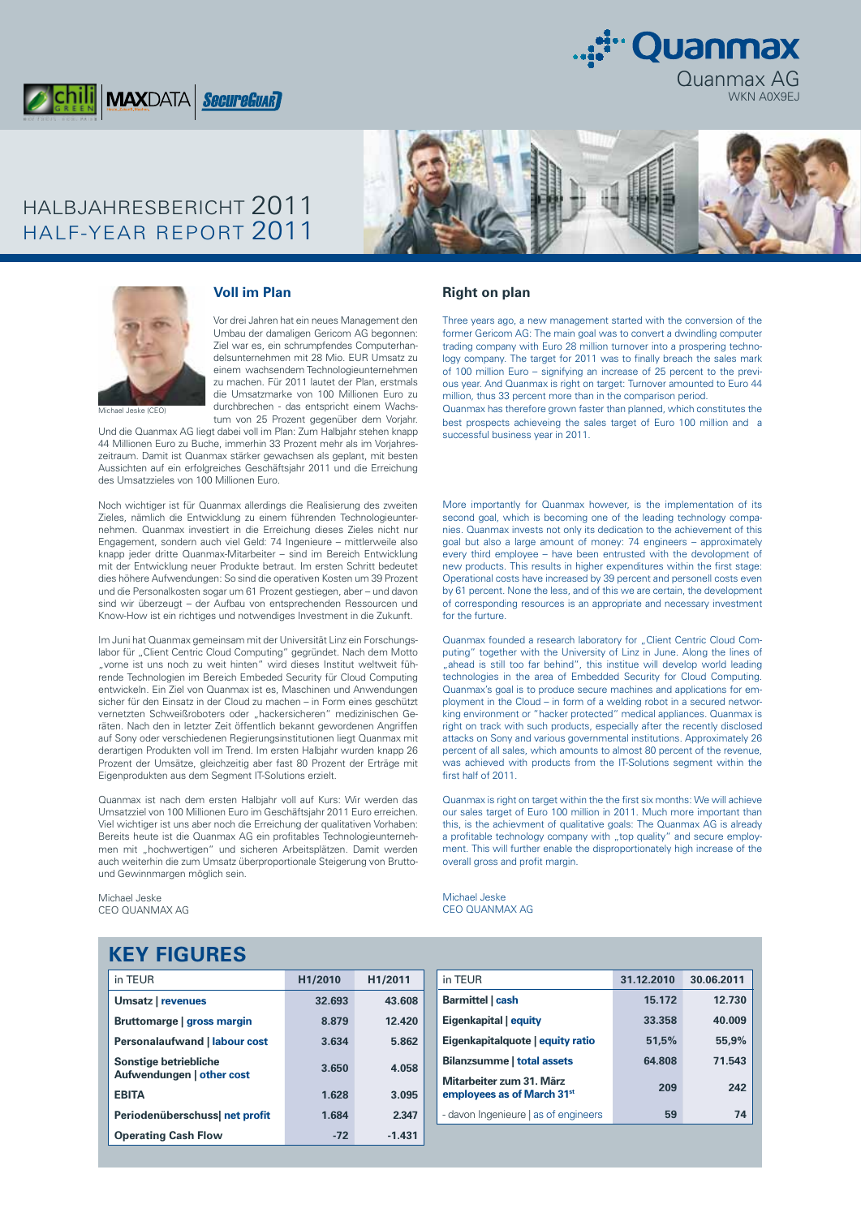Quanmax

Quanmax AG
WKN A0X9EJ

chili GREEN | MAXDATA | SecureGUARD

# HALBJAHRESBERICHT 2011
# HALF-YEAR REPORT 2011

## Voll im Plan

Michael Jeske (CEO)

Vor drei Jahren hat ein neues Management den Umbau der damaligen Gericom AG begonnen: Ziel war es, ein schrumpfendes Computerhandelsunternehmen mit 28 Mio. EUR Umsatz zu einem wachsenden Technologieunternehmen zu machen. Für 2011 lautet der Plan, erstmals die Umsatzmarke von 100 Millionen Euro zu durchbrechen - das entspricht einem Wachstum von 25 Prozent gegenüber dem Vorjahr. Und die Quanmax AG liegt dabei voll im Plan: Zum Halbjahr stehen knapp 44 Millionen Euro zu Buche, immerhin 33 Prozent mehr als im Vorjahreszeitraum. Damit ist Quanmax stärker gewachsen als geplant, mit besten Aussichten auf ein erfolgreiches Geschäftsjahr 2011 und die Erreichung des Umsatzzieles von 100 Millionen Euro.

Noch wichtiger ist für Quanmax allerdings die Realisierung des zweiten Zieles, nämlich die Entwicklung zu einem führenden Technologieunternehmen. Quanmax investiert in die Erreichung dieses Zieles nicht nur Engagement, sondern auch viel Geld: 74 Ingenieure – mittlerweile also knapp jeder dritte Quanmax-Mitarbeiter – sind im Bereich Entwicklung mit der Entwicklung neuer Produkte betraut. Im ersten Schritt bedeutet dies höhere Aufwendungen: So sind die operativen Kosten um 39 Prozent und die Personalkosten sogar um 61 Prozent gestiegen, aber – und davon sind wir überzeugt – der Aufbau von entsprechenden Ressourcen und Know-How ist ein richtiges und notwendiges Investment in die Zukunft.

Im Juni hat Quanmax gemeinsam mit der Universität Linz ein Forschungslabor für „Client Centric Cloud Computing" gegründet. Nach dem Motto „vorne ist uns noch zu weit hinten" wird dieses Institut weltweit führende Technologien im Bereich Embeded Security für Cloud Computing entwickeln. Ein Ziel von Quanmax ist es, Maschinen und Anwendungen sicher für den Einsatz in der Cloud zu machen – in Form eines geschützt vernetzten Schweißroboters oder „hackersicheren" medizinischen Geräten. Nach den in letzter Zeit öffentlich bekannt gewordenen Angriffen auf Sony oder verschiedenen Regierungsinstitutionen liegt Quanmax mit derartigen Produkten voll im Trend. Im ersten Halbjahr wurden knapp 26 Prozent der Umsätze, gleichzeitig aber fast 80 Prozent der Erträge mit Eigenprodukten aus dem Segment IT-Solutions erzielt.

Quanmax ist nach dem ersten Halbjahr voll auf Kurs: Wir werden das Umsatzziel von 100 Millionen Euro im Geschäftsjahr 2011 Euro erreichen. Viel wichtiger ist uns aber noch die Erreichung der qualitativen Vorhaben: Bereits heute ist die Quanmax AG ein profitables Technologieunternehmen mit „hochwertigen" und sicheren Arbeitsplätzen. Damit werden auch weiterhin die zum Umsatz überproportionale Steigerung von Brutto- und Gewinnmargen möglich sein.

Michael Jeske
CEO QUANMAX AG

## Right on plan

Three years ago, a new management started with the conversion of the former Gericom AG: The main goal was to convert a dwindling computer trading company with Euro 28 million turnover into a prospering technology company. The target for 2011 was to finally breach the sales mark of 100 million Euro – signifying an increase of 25 percent to the previous year. And Quanmax is right on target: Turnover amounted to Euro 44 million, thus 33 percent more than in the comparison period.
Quanmax has therefore grown faster than planned, which constitutes the best prospects achieveing the sales target of Euro 100 million and a successful business year in 2011.

More importantly for Quanmax however, is the implementation of its second goal, which is becoming one of the leading technology companies. Quanmax invests not only its dedication to the achievement of this goal but also a large amount of money: 74 engineers – approximately every third employee – have been entrusted with the development of new products. This results in higher expenditures within the first stage: Operational costs have increased by 39 percent and personell costs even by 61 percent. None the less, and of this we are certain, the development of corresponding resources is an appropriate and necessary investment for the furture.

Quanmax founded a research laboratory for „Client Centric Cloud Computing" together with the University of Linz in June. Along the lines of „ahead is still too far behind", this institue will develop world leading technologies in the area of Embedded Security for Cloud Computing. Quanmax's goal is to produce secure machines and applications for employment in the Cloud – in form of a welding robot in a secured networking environment or "hacker protected" medical appliances. Quanmax is right on track with such products, especially after the recently disclosed attacks on Sony and various governmental institutions. Approximately 26 percent of all sales, which amounts to almost 80 percent of the revenue, was achieved with products from the IT-Solutions segment within the first half of 2011.

Quanmax is right on target within the the first six months: We will achieve our sales target of Euro 100 million in 2011. Much more important than this, is the achievment of qualitative goals: The Quanmax AG is already a profitable technology company with „top quality" and secure employment. This will further enable the disproportionately high increase of the overall gross and profit margin.

Michael Jeske
CEO QUANMAX AG

## KEY FIGURES

| in TEUR | H1/2010 | H1/2011 |
|---|---|---|
| **Umsatz \| revenues** | 32.693 | 43.608 |
| **Bruttomarge \| gross margin** | 8.879 | 12.420 |
| **Personalaufwand \| labour cost** | 3.634 | 5.862 |
| **Sonstige betriebliche Aufwendungen \| other cost** | 3.650 | 4.058 |
| **EBITA** | 1.628 | 3.095 |
| **Periodenüberschuss\| net profit** | 1.684 | 2.347 |
| **Operating Cash Flow** | -72 | -1.431 |

| in TEUR | 31.12.2010 | 30.06.2011 |
|---|---|---|
| **Barmittel \| cash** | 15.172 | 12.730 |
| **Eigenkapital \| equity** | 33.358 | 40.009 |
| **Eigenkapitalquote \| equity ratio** | 51,5% | 55,9% |
| **Bilanzsumme \| total assets** | 64.808 | 71.543 |
| **Mitarbeiter zum 31. März employees as of March 31st** | 209 | 242 |
| - davon Ingenieure \| as of engineers | 59 | 74 |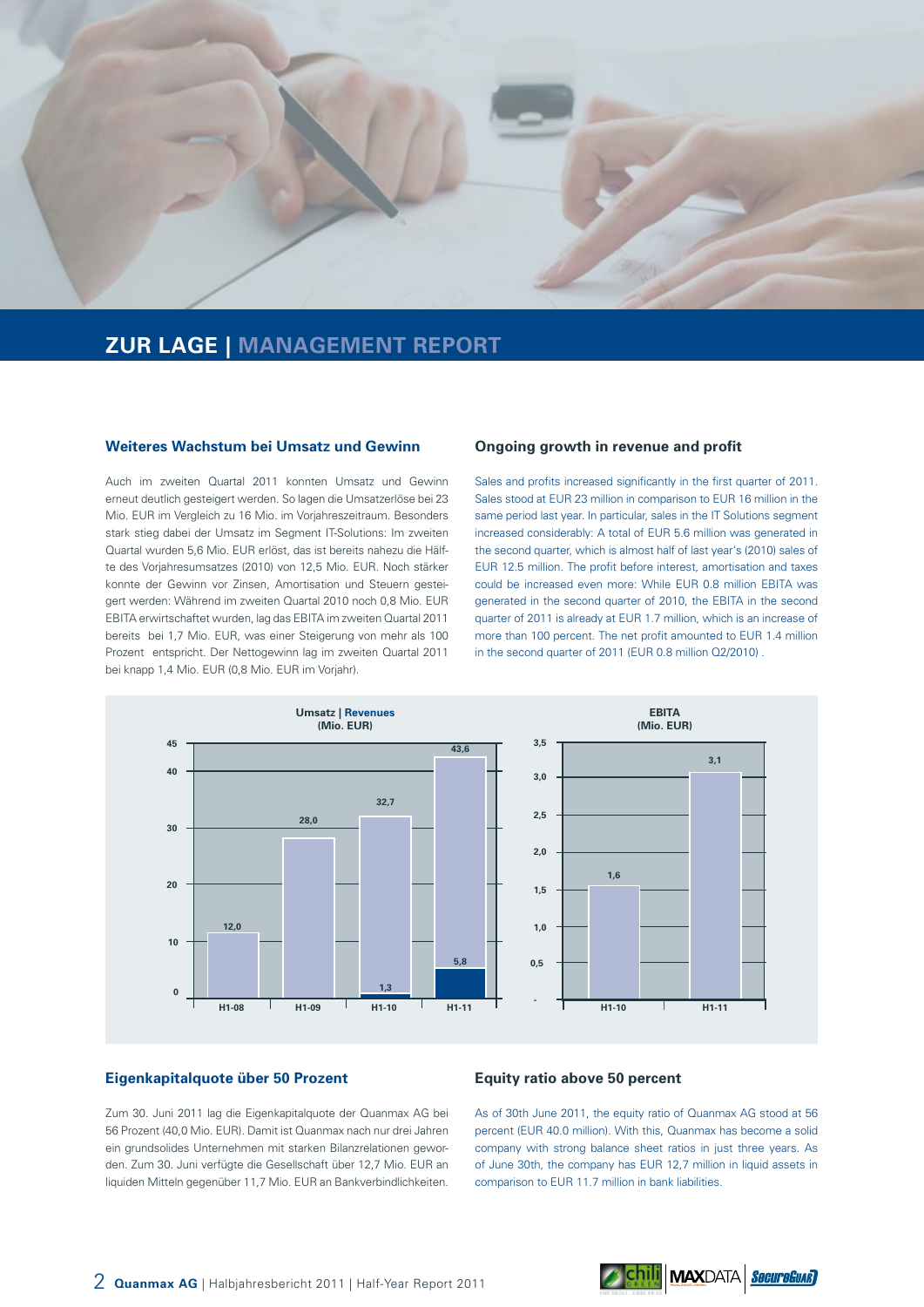## ZUR LAGE | MANAGEMENT REPORT

### Weiteres Wachstum bei Umsatz und Gewinn

Auch im zweiten Quartal 2011 konnten Umsatz und Gewinn erneut deutlich gesteigert werden. So lagen die Umsatzerlöse bei 23 Mio. EUR im Vergleich zu 16 Mio. im Vorjahreszeitraum. Besonders stark stieg dabei der Umsatz im Segment IT-Solutions: Im zweiten Quartal wurden 5,6 Mio. EUR erlöst, das ist bereits nahezu die Hälfte des Vorjahresumsatzes (2010) von 12,5 Mio. EUR. Noch stärker konnte der Gewinn vor Zinsen, Amortisation und Steuern gesteigert werden: Während im zweiten Quartal 2010 noch 0,8 Mio. EUR EBITA erwirtschaftet wurden, lag das EBITA im zweiten Quartal 2011 bereits bei 1,7 Mio. EUR, was einer Steigerung von mehr als 100 Prozent entspricht. Der Nettogewinn lag im zweiten Quartal 2011 bei knapp 1,4 Mio. EUR (0,8 Mio. EUR im Vorjahr).

### Ongoing growth in revenue and profit

Sales and profits increased significantly in the first quarter of 2011. Sales stood at EUR 23 million in comparison to EUR 16 million in the same period last year. In particular, sales in the IT Solutions segment increased considerably: A total of EUR 5.6 million was generated in the second quarter, which is almost half of last year's (2010) sales of EUR 12.5 million. The profit before interest, amortisation and taxes could be increased even more: While EUR 0.8 million EBITA was generated in the second quarter of 2010, the EBITA in the second quarter of 2011 is already at EUR 1.7 million, which is an increase of more than 100 percent. The net profit amounted to EUR 1.4 million in the second quarter of 2011 (EUR 0.8 million Q2/2010) .

**Umsatz | Revenues (Mio. EUR)**

| | H1-08 | H1-09 | H1-10 | H1-11 |
|---|---|---|---|---|
| Gesamt | 12,0 | 28,0 | 32,7 | 43,6 |
| davon | | | 1,3 | 5,8 |

**EBITA (Mio. EUR)**

| | H1-10 | H1-11 |
|---|---|---|
| EBITA | 1,6 | 3,1 |

### Eigenkapitalquote über 50 Prozent

Zum 30. Juni 2011 lag die Eigenkapitalquote der Quanmax AG bei 56 Prozent (40,0 Mio. EUR). Damit ist Quanmax nach nur drei Jahren ein grundsolides Unternehmen mit starken Bilanzrelationen geworden. Zum 30. Juni verfügte die Gesellschaft über 12,7 Mio. EUR an liquiden Mitteln gegenüber 11,7 Mio. EUR an Bankverbindlichkeiten.

### Equity ratio above 50 percent

As of 30th June 2011, the equity ratio of Quanmax AG stood at 56 percent (EUR 40.0 million). With this, Quanmax has become a solid company with strong balance sheet ratios in just three years. As of June 30th, the company has EUR 12,7 million in liquid assets in comparison to EUR 11.7 million in bank liabilities.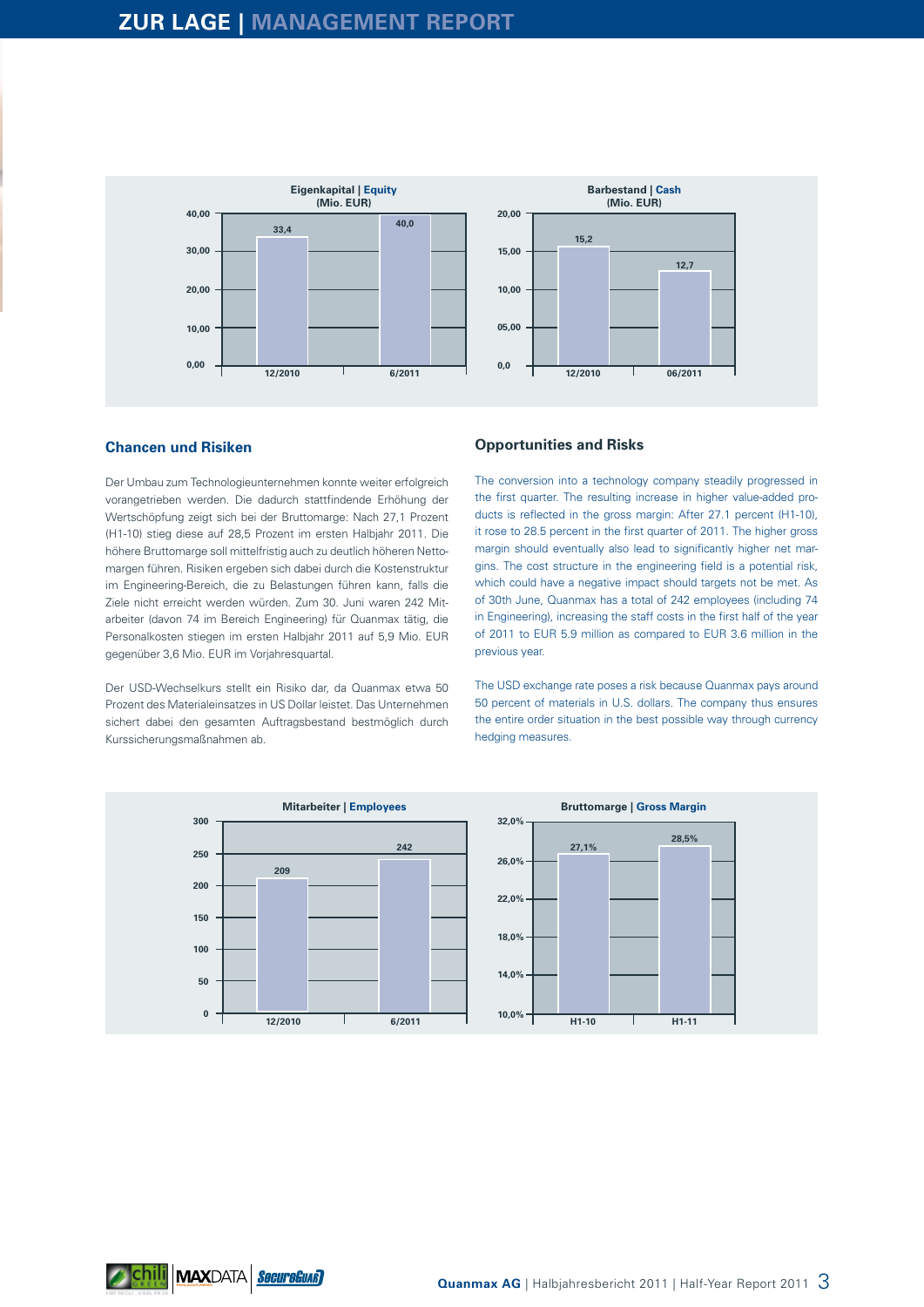**Eigenkapital | Equity (Mio. EUR)**

| 12/2010 | 6/2011 |
| --- | --- |
| 33,4 | 40,0 |

**Barbestand | Cash (Mio. EUR)**

| 12/2010 | 06/2011 |
| --- | --- |
| 15,2 | 12,7 |

## Chancen und Risiken

Der Umbau zum Technologieunternehmen konnte weiter erfolgreich vorangetrieben werden. Die dadurch stattfindende Erhöhung der Wertschöpfung zeigt sich bei der Bruttomarge: Nach 27,1 Prozent (H1-10) stieg diese auf 28,5 Prozent im ersten Halbjahr 2011. Die höhere Bruttomarge soll mittelfristig auch zu deutlich höheren Nettomargen führen. Risiken ergeben sich dabei durch die Kostenstruktur im Engineering-Bereich, die zu Belastungen führen kann, falls die Ziele nicht erreicht werden würden. Zum 30. Juni waren 242 Mitarbeiter (davon 74 im Bereich Engineering) für Quanmax tätig, die Personalkosten stiegen im ersten Halbjahr 2011 auf 5,9 Mio. EUR gegenüber 3,6 Mio. EUR im Vorjahresquartal.

Der USD-Wechselkurs stellt ein Risiko dar, da Quanmax etwa 50 Prozent des Materialeinsatzes in US Dollar leistet. Das Unternehmen sichert dabei den gesamten Auftragsbestand bestmöglich durch Kurssicherungsmaßnahmen ab.

## Opportunities and Risks

The conversion into a technology company steadily progressed in the first quarter. The resulting increase in higher value-added products is reflected in the gross margin: After 27.1 percent (H1-10), it rose to 28.5 percent in the first quarter of 2011. The higher gross margin should eventually also lead to significantly higher net margins. The cost structure in the engineering field is a potential risk, which could have a negative impact should targets not be met. As of 30th June, Quanmax has a total of 242 employees (including 74 in Engineering), increasing the staff costs in the first half of the year of 2011 to EUR 5.9 million as compared to EUR 3.6 million in the previous year.

The USD exchange rate poses a risk because Quanmax pays around 50 percent of materials in U.S. dollars. The company thus ensures the entire order situation in the best possible way through currency hedging measures.

**Mitarbeiter | Employees**

| 12/2010 | 6/2011 |
| --- | --- |
| 209 | 242 |

**Bruttomarge | Gross Margin**

| H1-10 | H1-11 |
| --- | --- |
| 27,1% | 28,5% |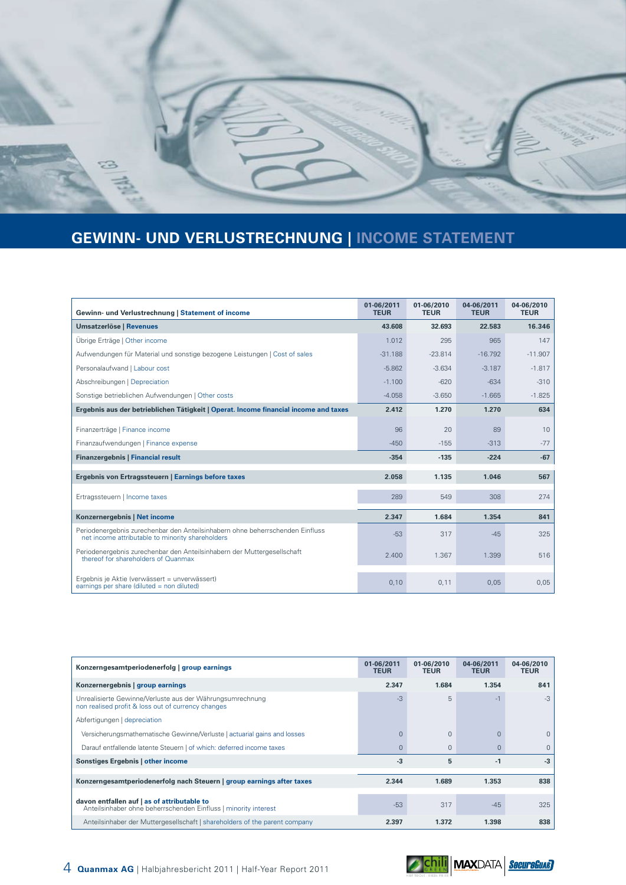## GEWINN- UND VERLUSTRECHNUNG | INCOME STATEMENT

| Gewinn- und Verlustrechnung \| Statement of income | 01-06/2011 TEUR | 01-06/2010 TEUR | 04-06/2011 TEUR | 04-06/2010 TEUR |
|---|---|---|---|---|
| **Umsatzerlöse \| Revenues** | **43.608** | **32.693** | **22.583** | **16.346** |
| Übrige Erträge \| Other income | 1.012 | 295 | 965 | 147 |
| Aufwendungen für Material und sonstige bezogene Leistungen \| Cost of sales | -31.188 | -23.814 | -16.792 | -11.907 |
| Personalaufwand \| Labour cost | -5.862 | -3.634 | -3.187 | -1.817 |
| Abschreibungen \| Depreciation | -1.100 | -620 | -634 | -310 |
| Sonstige betrieblichen Aufwendungen \| Other costs | -4.058 | -3.650 | -1.665 | -1.825 |
| **Ergebnis aus der betrieblichen Tätigkeit \| Operat. Income financial income and taxes** | **2.412** | **1.270** | **1.270** | **634** |
| Finanzerträge \| Finance income | 96 | 20 | 89 | 10 |
| Finanzaufwendungen \| Finance expense | -450 | -155 | -313 | -77 |
| **Finanzergebnis \| Financial result** | **-354** | **-135** | **-224** | **-67** |
| **Ergebnis von Ertragssteuern \| Earnings before taxes** | **2.058** | **1.135** | **1.046** | **567** |
| Ertragssteuern \| Income taxes | 289 | 549 | 308 | 274 |
| **Konzernergebnis \| Net income** | **2.347** | **1.684** | **1.354** | **841** |
| Periodenergebnis zurechenbar den Anteilsinhabern ohne beherrschenden Einfluss net income attributable to minority shareholders | -53 | 317 | -45 | 325 |
| Periodenergebnis zurechenbar den Anteilsinhabern der Muttergesellschaft thereof for shareholders of Quanmax | 2.400 | 1.367 | 1.399 | 516 |
| Ergebnis je Aktie (verwässert = unverwässert) earnings per share (diluted = non diluted) | 0,10 | 0,11 | 0,05 | 0,05 |

| Konzerngesamtperiodenerfolg \| group earnings | 01-06/2011 TEUR | 01-06/2010 TEUR | 04-06/2011 TEUR | 04-06/2010 TEUR |
|---|---|---|---|---|
| **Konzernergebnis \| group earnings** | **2.347** | **1.684** | **1.354** | **841** |
| Unrealisierte Gewinne/Verluste aus der Währungsumrechnung non realised profit & loss out of currency changes | -3 | 5 | -1 | -3 |
| Abfertigungen \| depreciation | | | | |
| Versicherungsmathematische Gewinne/Verluste \| actuarial gains and losses | 0 | 0 | 0 | 0 |
| Darauf entfallende latente Steuern \| of which: deferred income taxes | 0 | 0 | 0 | 0 |
| **Sonstiges Ergebnis \| other income** | **-3** | **5** | **-1** | **-3** |
| **Konzerngesamtperiodenerfolg nach Steuern \| group earnings after taxes** | **2.344** | **1.689** | **1.353** | **838** |
| **davon entfallen auf \| as of attributable to** Anteilsinhaber ohne beherrschenden Einfluss \| minority interest | -53 | 317 | -45 | 325 |
| Anteilsinhaber der Muttergesellschaft \| shareholders of the parent company | **2.397** | **1.372** | **1.398** | **838** |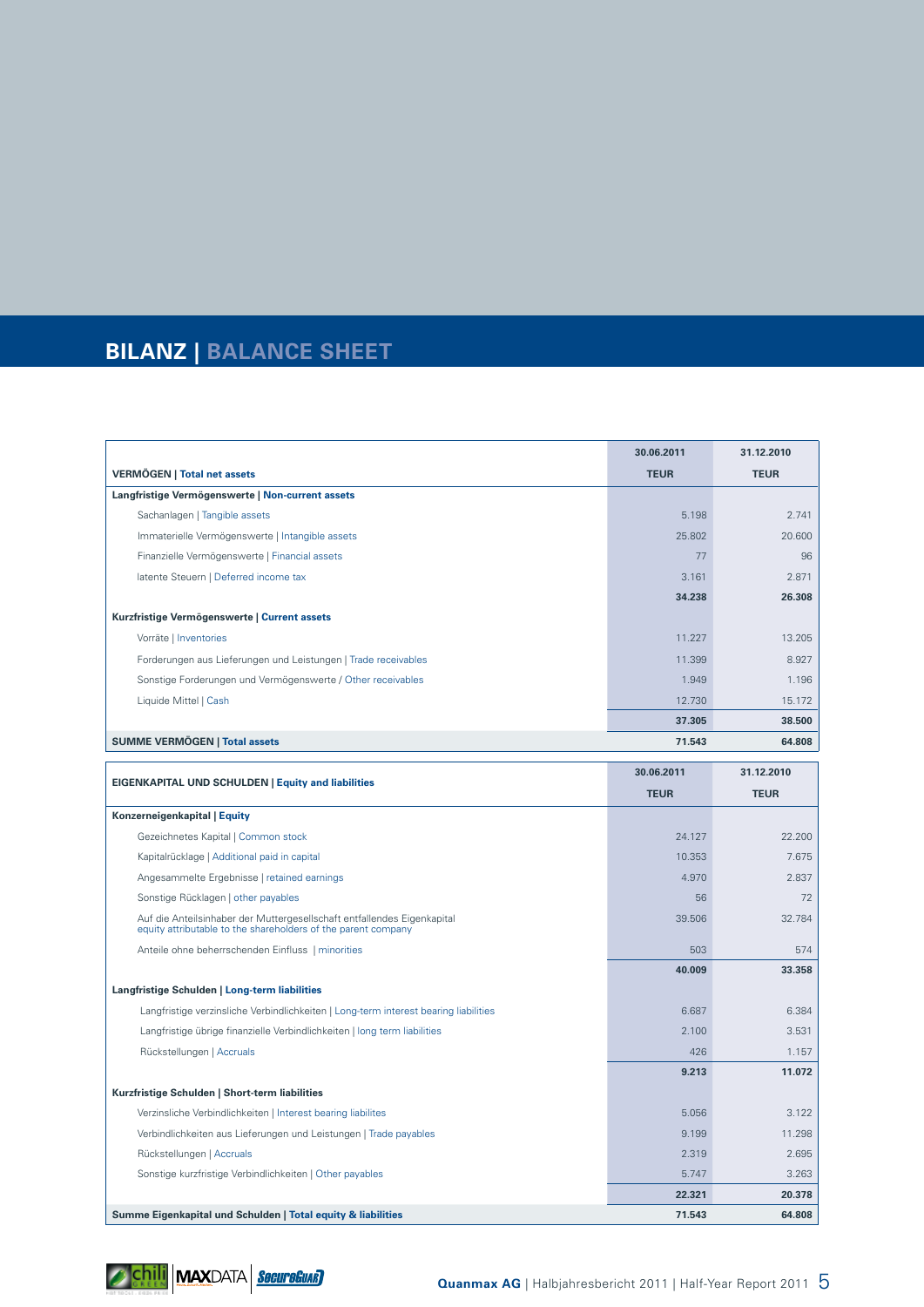# BILANZ | BALANCE SHEET

| VERMÖGEN \| Total net assets | 30.06.2011 TEUR | 31.12.2010 TEUR |
|---|---|---|
| **Langfristige Vermögenswerte \| Non-current assets** | | |
| Sachanlagen \| Tangible assets | 5.198 | 2.741 |
| Immaterielle Vermögenswerte \| Intangible assets | 25.802 | 20.600 |
| Finanzielle Vermögenswerte \| Financial assets | 77 | 96 |
| latente Steuern \| Deferred income tax | 3.161 | 2.871 |
| | **34.238** | **26.308** |
| **Kurzfristige Vermögenswerte \| Current assets** | | |
| Vorräte \| Inventories | 11.227 | 13.205 |
| Forderungen aus Lieferungen und Leistungen \| Trade receivables | 11.399 | 8.927 |
| Sonstige Forderungen und Vermögenswerte / Other receivables | 1.949 | 1.196 |
| Liquide Mittel \| Cash | 12.730 | 15.172 |
| | **37.305** | **38.500** |
| **SUMME VERMÖGEN \| Total assets** | **71.543** | **64.808** |

| EIGENKAPITAL UND SCHULDEN \| Equity and liabilities | 30.06.2011 TEUR | 31.12.2010 TEUR |
|---|---|---|
| **Konzerneigenkapital \| Equity** | | |
| Gezeichnetes Kapital \| Common stock | 24.127 | 22.200 |
| Kapitalrücklage \| Additional paid in capital | 10.353 | 7.675 |
| Angesammelte Ergebnisse \| retained earnings | 4.970 | 2.837 |
| Sonstige Rücklagen \| other payables | 56 | 72 |
| Auf die Anteilsinhaber der Muttergesellschaft entfallendes Eigenkapital equity attributable to the shareholders of the parent company | 39.506 | 32.784 |
| Anteile ohne beherrschenden Einfluss \| minorities | 503 | 574 |
| | **40.009** | **33.358** |
| **Langfristige Schulden \| Long-term liabilities** | | |
| Langfristige verzinsliche Verbindlichkeiten \| Long-term interest bearing liabilities | 6.687 | 6.384 |
| Langfristige übrige finanzielle Verbindlichkeiten \| long term liabilities | 2.100 | 3.531 |
| Rückstellungen \| Accruals | 426 | 1.157 |
| | **9.213** | **11.072** |
| **Kurzfristige Schulden \| Short-term liabilities** | | |
| Verzinsliche Verbindlichkeiten \| Interest bearing liabilites | 5.056 | 3.122 |
| Verbindlichkeiten aus Lieferungen und Leistungen \| Trade payables | 9.199 | 11.298 |
| Rückstellungen \| Accruals | 2.319 | 2.695 |
| Sonstige kurzfristige Verbindlichkeiten \| Other payables | 5.747 | 3.263 |
| | **22.321** | **20.378** |
| **Summe Eigenkapital und Schulden \| Total equity & liabilities** | **71.543** | **64.808** |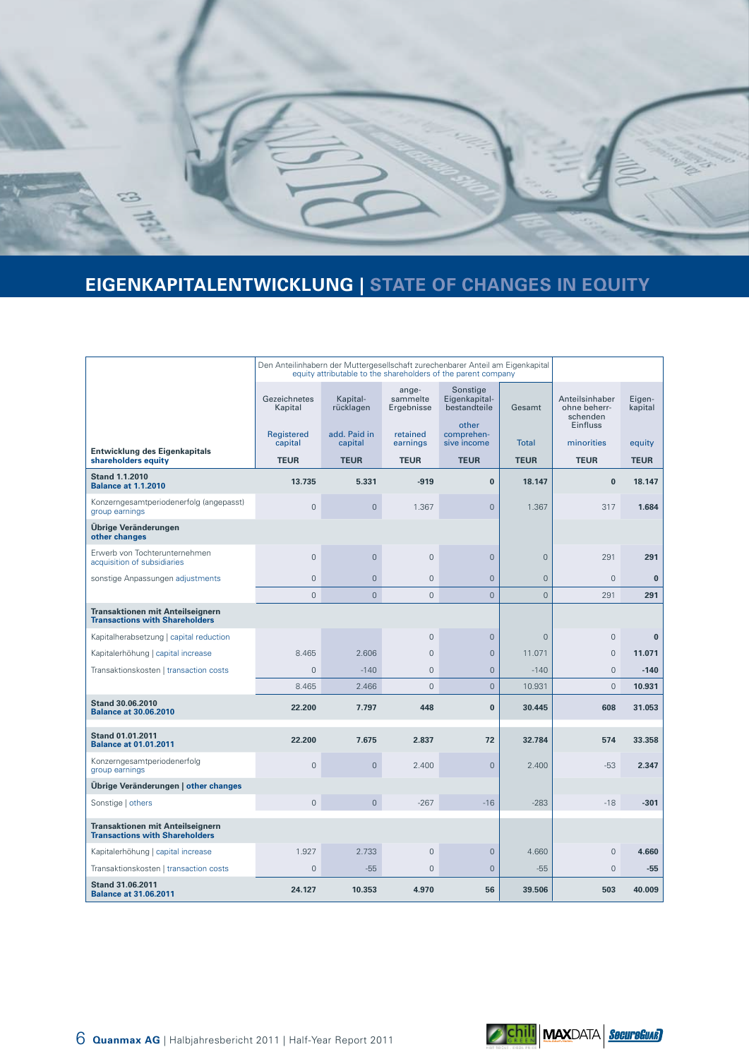## EIGENKAPITALENTWICKLUNG | STATE OF CHANGES IN EQUITY

| Entwicklung des Eigenkapitals<br>shareholders equity | Den Anteilinhabern der Muttergesellschaft zurechenbarer Anteil am Eigenkapital<br>equity attributable to the shareholders of the parent company | | | | | | |
|---|---|---|---|---|---|---|---|
| | Gezeichnetes Kapital<br>Registered capital | Kapital-rücklagen<br>add. Paid in capital | ange-sammelte Ergebnisse<br>retained earnings | Sonstige Eigenkapital-bestandteile<br>other comprehen-sive income | Gesamt<br>Total | Anteilsinhaber ohne beherr-schenden Einfluss<br>minorities | Eigen-kapital<br>equity |
| | TEUR | TEUR | TEUR | TEUR | TEUR | TEUR | TEUR |
| **Stand 1.1.2010**<br>**Balance at 1.1.2010** | **13.735** | **5.331** | **-919** | **0** | **18.147** | **0** | **18.147** |
| Konzerngesamtperiodenerfolg (angepasst)<br>group earnings | 0 | 0 | 1.367 | 0 | 1.367 | 317 | **1.684** |
| **Übrige Veränderungen**<br>**other changes** | | | | | | | |
| Erwerb von Tochterunternehmen<br>acquisition of subsidiaries | 0 | 0 | 0 | 0 | 0 | 291 | **291** |
| sonstige Anpassungen adjustments | 0 | 0 | 0 | 0 | 0 | 0 | **0** |
| | 0 | 0 | 0 | 0 | 0 | 291 | **291** |
| **Transaktionen mit Anteilseignern**<br>**Transactions with Shareholders** | | | | | | | |
| Kapitalherabsetzung \| capital reduction | | | 0 | 0 | 0 | 0 | **0** |
| Kapitalerhöhung \| capital increase | 8.465 | 2.606 | 0 | 0 | 11.071 | 0 | **11.071** |
| Transaktionskosten \| transaction costs | 0 | -140 | 0 | 0 | -140 | 0 | **-140** |
| | 8.465 | 2.466 | 0 | 0 | 10.931 | 0 | **10.931** |
| **Stand 30.06.2010**<br>**Balance at 30.06.2010** | **22.200** | **7.797** | **448** | **0** | **30.445** | **608** | **31.053** |
| **Stand 01.01.2011**<br>**Balance at 01.01.2011** | **22.200** | **7.675** | **2.837** | **72** | **32.784** | **574** | **33.358** |
| Konzerngesamtperiodenerfolg<br>group earnings | 0 | 0 | 2.400 | 0 | 2.400 | -53 | **2.347** |
| **Übrige Veränderungen \| other changes** | | | | | | | |
| Sonstige \| others | 0 | 0 | -267 | -16 | -283 | -18 | **-301** |
| **Transaktionen mit Anteilseignern**<br>**Transactions with Shareholders** | | | | | | | |
| Kapitalerhöhung \| capital increase | 1.927 | 2.733 | 0 | 0 | 4.660 | 0 | **4.660** |
| Transaktionskosten \| transaction costs | 0 | -55 | 0 | 0 | -55 | 0 | **-55** |
| **Stand 31.06.2011**<br>**Balance at 31.06.2011** | **24.127** | **10.353** | **4.970** | **56** | **39.506** | **503** | **40.009** |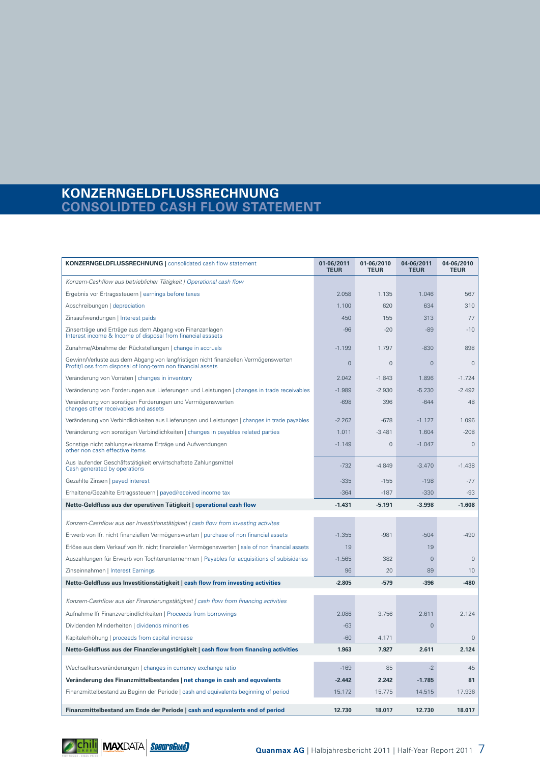# KONZERNGELDFLUSSRECHNUNG
# CONSOLIDTED CASH FLOW STATEMENT

| **KONZERNGELDFLUSSRECHNUNG \|** consolidated cash flow statement | **01-06/2011 TEUR** | **01-06/2010 TEUR** | **04-06/2011 TEUR** | **04-06/2010 TEUR** |
|---|---|---|---|---|
| *Konzern-Cashflow aus betrieblicher Tätigkeit \| Operational cash flow* | | | | |
| Ergebnis vor Ertragssteuern \| earnings before taxes | 2.058 | 1.135 | 1.046 | 567 |
| Abschreibungen \| depreciation | 1.100 | 620 | 634 | 310 |
| Zinsaufwendungen \| Interest paids | 450 | 155 | 313 | 77 |
| Zinserträge und Erträge aus dem Abgang von Finanzanlagen<br>Interest income & Income of disposal from financial asssets | -96 | -20 | -89 | -10 |
| Zunahme/Abnahme der Rückstellungen \| change in accruals | -1.199 | 1.797 | -830 | 898 |
| Gewinn/Verluste aus dem Abgang von langfristigen nicht finanziellen Vermögenswerten<br>Profit/Loss from disposal of long-term non financial assets | 0 | 0 | 0 | 0 |
| Veränderung von Vorräten \| changes in inventory | 2.042 | -1.843 | 1.896 | -1.724 |
| Veränderung von Forderungen aus Lieferungen und Leistungen \| changes in trade receivables | -1.989 | -2.930 | -5.230 | -2.492 |
| Veränderung von sonstigen Forderungen und Vermögenswerten<br>changes other receivables and assets | -698 | 396 | -644 | 48 |
| Veränderung von Verbindlichkeiten aus Lieferungen und Leistungen \| changes in trade payables | -2.262 | -678 | -1.127 | 1.096 |
| Veränderung von sonstigen Verbindlichkeiten \| changes in payables related parties | 1.011 | -3.481 | 1.604 | -208 |
| Sonstige nicht zahlungswirksame Erträge und Aufwendungen<br>other non cash effective items | -1.149 | 0 | -1.047 | 0 |
| Aus laufender Geschäftstätigkeit erwirtschaftete Zahlungsmittel<br>Cash generated by operations | -732 | -4.849 | -3.470 | -1.438 |
| Gezahlte Zinsen \| payed interest | -335 | -155 | -198 | -77 |
| Erhaltene/Gezahlte Ertragssteuern \| payed/received income tax | -364 | -187 | -330 | -93 |
| **Netto-Geldfluss aus der operativen Tätigkeit \| operational cash flow** | **-1.431** | **-5.191** | **-3.998** | **-1.608** |
| *Konzern-Cashflow aus der Investitionstätigkeit \| cash flow from investing activites* | | | | |
| Erwerb von lfr. nicht finanziellen Vermögenswerten \| purchase of non financial assets | -1.355 | -981 | -504 | -490 |
| Erlöse aus dem Verkauf von lfr. nicht finanziellen Vermögenswerten \| sale of non financial assets | 19 | | 19 | |
| Auszahlungen für Erwerb von Tochterunternehmen \| Payables for acquisitions of subisidaries | -1.565 | 382 | 0 | 0 |
| Zinseinnahmen \| Interest Earnings | 96 | 20 | 89 | 10 |
| **Netto-Geldfluss aus Investitionstätigkeit \| cash flow from investing activities** | **-2.805** | **-579** | **-396** | **-480** |
| *Konzern-Cashflow aus der Finanzierungstätigkeit \| cash flow from financing activities* | | | | |
| Aufnahme lfr Finanzverbindlichkeiten \| Proceeds from borrowings | 2.086 | 3.756 | 2.611 | 2.124 |
| Dividenden Minderheiten \| dividends minorities | -63 | | 0 | |
| Kapitalerhöhung \| proceeds from capital increase | -60 | 4.171 | | 0 |
| **Netto-Geldfluss aus der Finanzierungstätigkeit \| cash flow from financing activities** | **1.963** | **7.927** | **2.611** | **2.124** |
| Wechselkursveränderungen \| changes in currency exchange ratio | -169 | 85 | -2 | 45 |
| **Veränderung des Finanzmittelbestandes \| net change in cash and equvalents** | **-2.442** | **2.242** | **-1.785** | **81** |
| Finanzmittelbestand zu Beginn der Periode \| cash and equivalents beginning of period | 15.172 | 15.775 | 14.515 | 17.936 |
| **Finanzmittelbestand am Ende der Periode \| cash and equvalents end of period** | **12.730** | **18.017** | **12.730** | **18.017** |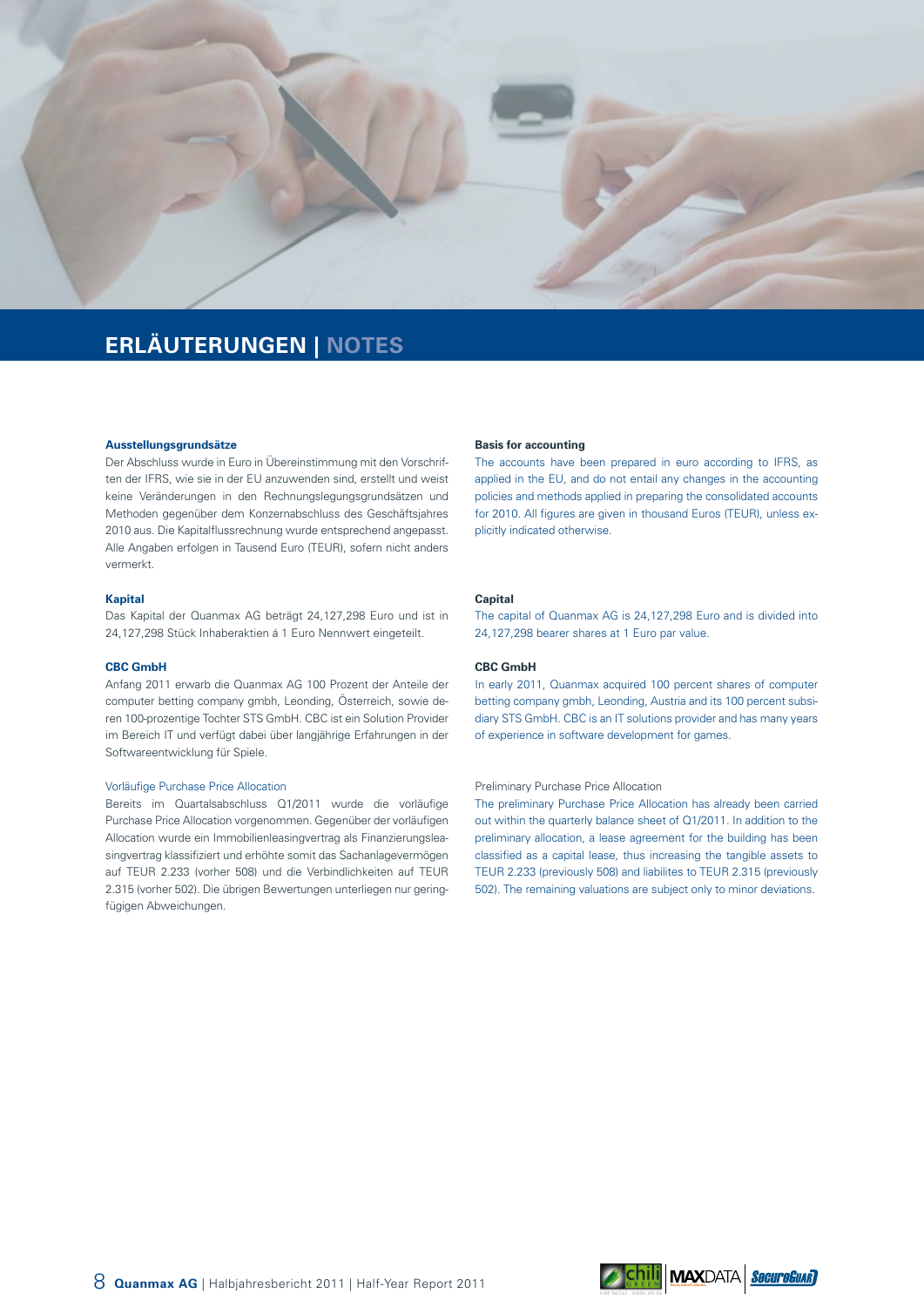# ERLÄUTERUNGEN | NOTES

**Ausstellungsgrundsätze**

Der Abschluss wurde in Euro in Übereinstimmung mit den Vorschriften der IFRS, wie sie in der EU anzuwenden sind, erstellt und weist keine Veränderungen in den Rechnungslegungsgrundsätzen und Methoden gegenüber dem Konzernabschluss des Geschäftsjahres 2010 aus. Die Kapitalflussrechnung wurde entsprechend angepasst. Alle Angaben erfolgen in Tausend Euro (TEUR), sofern nicht anders vermerkt.

**Kapital**

Das Kapital der Quanmax AG beträgt 24,127,298 Euro und ist in 24,127,298 Stück Inhaberaktien á 1 Euro Nennwert eingeteilt.

**CBC GmbH**

Anfang 2011 erwarb die Quanmax AG 100 Prozent der Anteile der computer betting company gmbh, Leonding, Österreich, sowie deren 100-prozentige Tochter STS GmbH. CBC ist ein Solution Provider im Bereich IT und verfügt dabei über langjährige Erfahrungen in der Softwareentwicklung für Spiele.

Vorläufige Purchase Price Allocation

Bereits im Quartalsabschluss Q1/2011 wurde die vorläufige Purchase Price Allocation vorgenommen. Gegenüber der vorläufigen Allocation wurde ein Immobilienleasingvertrag als Finanzierungsleasingvertrag klassifiziert und erhöhte somit das Sachanlagevermögen auf TEUR 2.233 (vorher 508) und die Verbindlichkeiten auf TEUR 2.315 (vorher 502). Die übrigen Bewertungen unterliegen nur geringfügigen Abweichungen.

**Basis for accounting**

The accounts have been prepared in euro according to IFRS, as applied in the EU, and do not entail any changes in the accounting policies and methods applied in preparing the consolidated accounts for 2010. All figures are given in thousand Euros (TEUR), unless explicitly indicated otherwise.

**Capital**

The capital of Quanmax AG is 24,127,298 Euro and is divided into 24,127,298 bearer shares at 1 Euro par value.

**CBC GmbH**

In early 2011, Quanmax acquired 100 percent shares of computer betting company gmbh, Leonding, Austria and its 100 percent subsidiary STS GmbH. CBC is an IT solutions provider and has many years of experience in software development for games.

Preliminary Purchase Price Allocation

The preliminary Purchase Price Allocation has already been carried out within the quarterly balance sheet of Q1/2011. In addition to the preliminary allocation, a lease agreement for the building has been classified as a capital lease, thus increasing the tangible assets to TEUR 2.233 (previously 508) and liabilites to TEUR 2.315 (previously 502). The remaining valuations are subject only to minor deviations.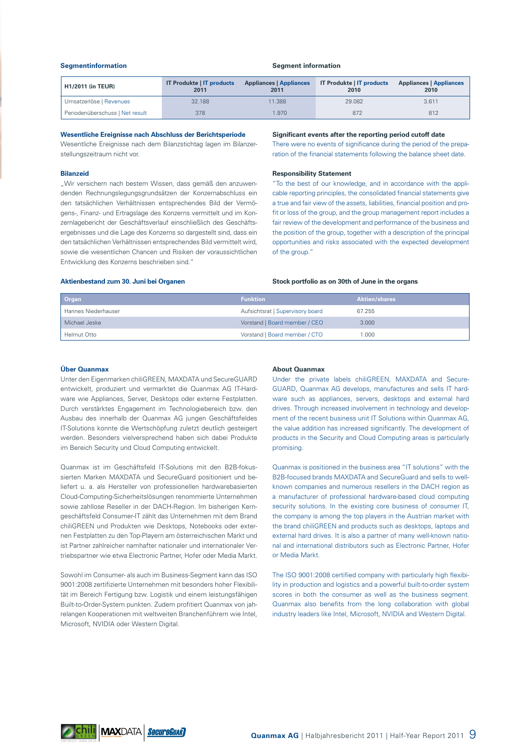### Segmentinformation

### Segment information

| H1/2011 (in TEUR) | IT Produkte \| IT products 2011 | Appliances \| Appliances 2011 | IT Produkte \| IT products 2010 | Appliances \| Appliances 2010 |
|---|---|---|---|---|
| Umsatzerlöse \| Revenues | 32.188 | 11.388 | 29.082 | 3.611 |
| Periodenüberschuss \| Net result | 378 | 1.970 | 872 | 812 |

### Wesentliche Ereignisse nach Abschluss der Berichtsperiode

Wesentliche Ereignisse nach dem Bilanzstichtag lagen im Bilanzerstellungszeitraum nicht vor.

### Bilanzeid

„Wir versichern nach bestem Wissen, dass gemäß den anzuwendenden Rechnungslegungsgrundsätzen der Konzernabschluss ein den tatsächlichen Verhältnissen entsprechendes Bild der Vermögens-, Finanz- und Ertragslage des Konzerns vermittelt und im Konzernlagebericht der Geschäftsverlauf einschließlich des Geschäftsergebnisses und die Lage des Konzerns so dargestellt sind, dass ein den tatsächlichen Verhältnissen entsprechendes Bild vermittelt wird, sowie die wesentlichen Chancen und Risiken der voraussichtlichen Entwicklung des Konzerns beschrieben sind."

### Significant events after the reporting period cutoff date

There were no events of significance during the period of the preparation of the financial statements following the balance sheet date.

### Responsibility Statement

"To the best of our knowledge, and in accordance with the applicable reporting principles, the consolidated financial statements give a true and fair view of the assets, liabilities, financial position and profit or loss of the group, and the group management report includes a fair review of the development and performance of the business and the position of the group, together with a description of the principal opportunities and risks associated with the expected development of the group."

### Aktienbestand zum 30. Juni bei Organen

### Stock portfolio as on 30th of June in the organs

| Organ | Funktion | Aktien/shares |
|---|---|---|
| Hannes Niederhauser | Aufsichtsrat \| Supervisory board | 67.255 |
| Michael Jeske | Vorstand \| Board member / CEO | 3.000 |
| Helmut Otto | Vorstand \| Board member / CTO | 1.000 |

### Über Quanmax

Unter den Eigenmarken chiliGREEN, MAXDATA und SecureGUARD entwickelt, produziert und vermarktet die Quanmax AG IT-Hardware wie Appliances, Server, Desktops oder externe Festplatten. Durch verstärktes Engagement im Technologiebereich bzw. den Ausbau des innerhalb der Quanmax AG jungen Geschäftsfeldes IT-Solutions konnte die Wertschöpfung zuletzt deutlich gesteigert werden. Besonders vielversprechend haben sich dabei Produkte im Bereich Security und Cloud Computing entwickelt.

Quanmax ist im Geschäftsfeld IT-Solutions mit den B2B-fokussierten Marken MAXDATA und SecureGuard positioniert und beliefert u. a. als Hersteller von professionellen hardwarebasierten Cloud-Computing-Sicherheitslösungen renommierte Unternehmen sowie zahllose Reseller in der DACH-Region. Im bisherigen Kerngeschäftsfeld Consumer-IT zählt das Unternehmen mit dem Brand chiliGREEN und Produkten wie Desktops, Notebooks oder externen Festplatten zu den Top-Playern am österreichischen Markt und ist Partner zahlreicher namhafter nationaler und internationaler Vertriebspartner wie etwa Electronic Partner, Hofer oder Media Markt.

Sowohl im Consumer- als auch im Business-Segment kann das ISO 9001:2008 zertifizierte Unternehmen mit besonders hoher Flexibilität im Bereich Fertigung bzw. Logistik und einem leistungsfähigen Built-to-Order-System punkten. Zudem profitiert Quanmax von jahrelangen Kooperationen mit weltweiten Branchenführern wie Intel, Microsoft, NVIDIA oder Western Digital.

### About Quanmax

Under the private labels chiliGREEN, MAXDATA and SecureGUARD, Quanmax AG develops, manufactures and sells IT hardware such as appliances, servers, desktops and external hard drives. Through increased involvement in technology and development of the recent business unit IT Solutions within Quanmax AG, the value addition has increased significantly. The development of products in the Security and Cloud Computing areas is particularly promising.

Quanmax is positioned in the business area "IT solutions" with the B2B-focused brands MAXDATA and SecureGuard and sells to well-known companies and numerous resellers in the DACH region as a manufacturer of professional hardware-based cloud computing security solutions. In the existing core business of consumer IT, the company is among the top players in the Austrian market with the brand chiliGREEN and products such as desktops, laptops and external hard drives. It is also a partner of many well-known national and international distributors such as Electronic Partner, Hofer or Media Markt.

The ISO 9001:2008 certified company with particularly high flexibility in production and logistics and a powerful built-to-order system scores in both the consumer as well as the business segment. Quanmax also benefits from the long collaboration with global industry leaders like Intel, Microsoft, NVIDIA and Western Digital.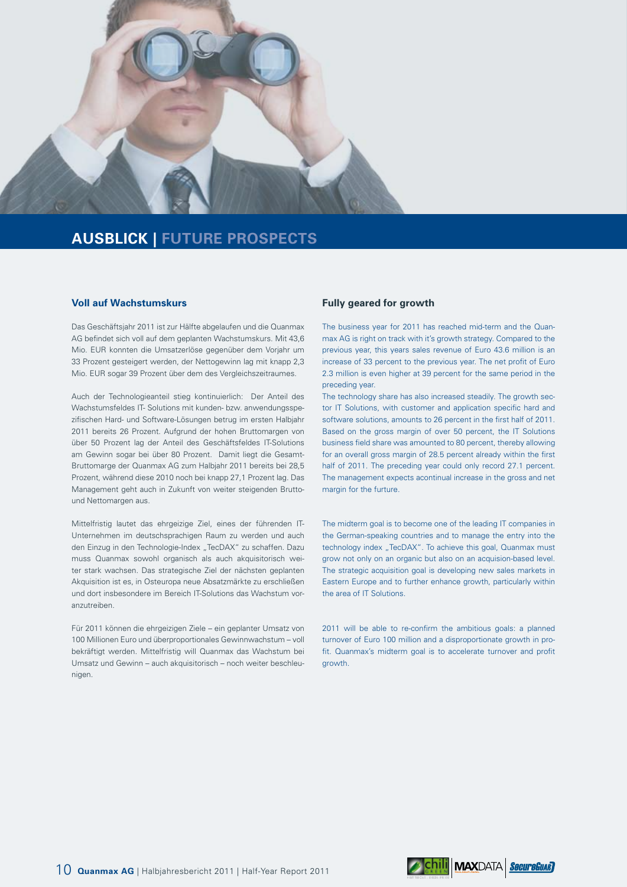# AUSBLICK | FUTURE PROSPECTS

## Voll auf Wachstumskurs

Das Geschäftsjahr 2011 ist zur Hälfte abgelaufen und die Quanmax AG befindet sich voll auf dem geplanten Wachstumskurs. Mit 43,6 Mio. EUR konnten die Umsatzerlöse gegenüber dem Vorjahr um 33 Prozent gesteigert werden, der Nettogewinn lag mit knapp 2,3 Mio. EUR sogar 39 Prozent über dem des Vergleichszeitraumes.

Auch der Technologieanteil stieg kontinuierlich: Der Anteil des Wachstumsfeldes IT- Solutions mit kunden- bzw. anwendungsspezifischen Hard- und Software-Lösungen betrug im ersten Halbjahr 2011 bereits 26 Prozent. Aufgrund der hohen Bruttomargen von über 50 Prozent lag der Anteil des Geschäftsfeldes IT-Solutions am Gewinn sogar bei über 80 Prozent. Damit liegt die Gesamt-Bruttomarge der Quanmax AG zum Halbjahr 2011 bereits bei 28,5 Prozent, während diese 2010 noch bei knapp 27,1 Prozent lag. Das Management geht auch in Zukunft von weiter steigenden Brutto- und Nettomargen aus.

Mittelfristig lautet das ehrgeizige Ziel, eines der führenden IT-Unternehmen im deutschsprachigen Raum zu werden und auch den Einzug in den Technologie-Index „TecDAX" zu schaffen. Dazu muss Quanmax sowohl organisch als auch akquisitorisch weiter stark wachsen. Das strategische Ziel der nächsten geplanten Akquisition ist es, in Osteuropa neue Absatzmärkte zu erschließen und dort insbesondere im Bereich IT-Solutions das Wachstum voranzutreiben.

Für 2011 können die ehrgeizigen Ziele – ein geplanter Umsatz von 100 Millionen Euro und überproportionales Gewinnwachstum – voll bekräftigt werden. Mittelfristig will Quanmax das Wachstum bei Umsatz und Gewinn – auch akquisitorisch – noch weiter beschleunigen.

## Fully geared for growth

The business year for 2011 has reached mid-term and the Quanmax AG is right on track with it's growth strategy. Compared to the previous year, this years sales revenue of Euro 43.6 million is an increase of 33 percent to the previous year. The net profit of Euro 2.3 million is even higher at 39 percent for the same period in the preceding year.

The technology share has also increased steadily. The growth sector IT Solutions, with customer and application specific hard and software solutions, amounts to 26 percent in the first half of 2011. Based on the gross margin of over 50 percent, the IT Solutions business field share was amounted to 80 percent, thereby allowing for an overall gross margin of 28.5 percent already within the first half of 2011. The preceding year could only record 27.1 percent. The management expects acontinual increase in the gross and net margin for the furture.

The midterm goal is to become one of the leading IT companies in the German-speaking countries and to manage the entry into the technology index „TecDAX". To achieve this goal, Quanmax must grow not only on an organic but also on an acquision-based level. The strategic acquisition goal is developing new sales markets in Eastern Europe and to further enhance growth, particularly within the area of IT Solutions.

2011 will be able to re-confirm the ambitious goals: a planned turnover of Euro 100 million and a disproportionate growth in profit. Quanmax's midterm goal is to accelerate turnover and profit growth.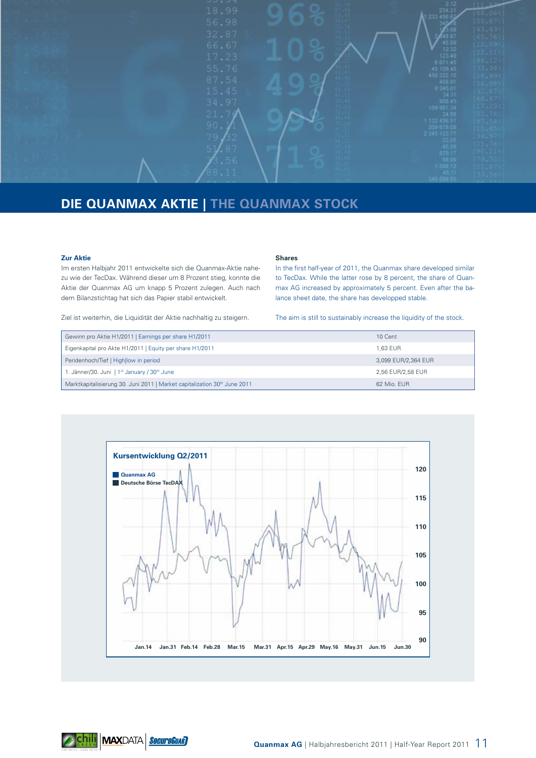# DIE QUANMAX AKTIE | THE QUANMAX STOCK

**Zur Aktie**

Im ersten Halbjahr 2011 entwickelte sich die Quanmax-Aktie nahezu wie der TecDax. Während dieser um 8 Prozent stieg, konnte die Aktie der Quanmax AG um knapp 5 Prozent zulegen. Auch nach dem Bilanzstichtag hat sich das Papier stabil entwickelt.

Ziel ist weiterhin, die Liquidität der Aktie nachhaltig zu steigern.

**Shares**

In the first half-year of 2011, the Quanmax share developed similar to TecDax. While the latter rose by 8 percent, the share of Quanmax AG increased by approximately 5 percent. Even after the balance sheet date, the share has developped stable.

The aim is still to sustainably increase the liquidity of the stock.

| | |
|---|---|
| Gewinn pro Aktie H1/2011 \| Earnings per share H1/2011 | 10 Cent |
| Eigenkapital pro Akte H1/2011 \| Equity per share H1/2011 | 1,63 EUR |
| Peridenhoch/Tief \| High\|low in period | 3,099 EUR/2,364 EUR |
| 1. Jänner/30. Juni \| 1st January / 30th June | 2,56 EUR/2,58 EUR |
| Marktkapitalisierung 30. Juni 2011 \| Market capitalization 30th June 2011 | 62 Mio. EUR |

**Kursentwicklung Q2/2011**

Quanmax AG
Deutsche Börse TecDAX

120, 115, 110, 105, 100, 95, 90

Jan.14 Jan.31 Feb.14 Feb.28 Mar.15 Mar.31 Apr.15 Apr.29 May.16 May.31 Jun.15 Jun.30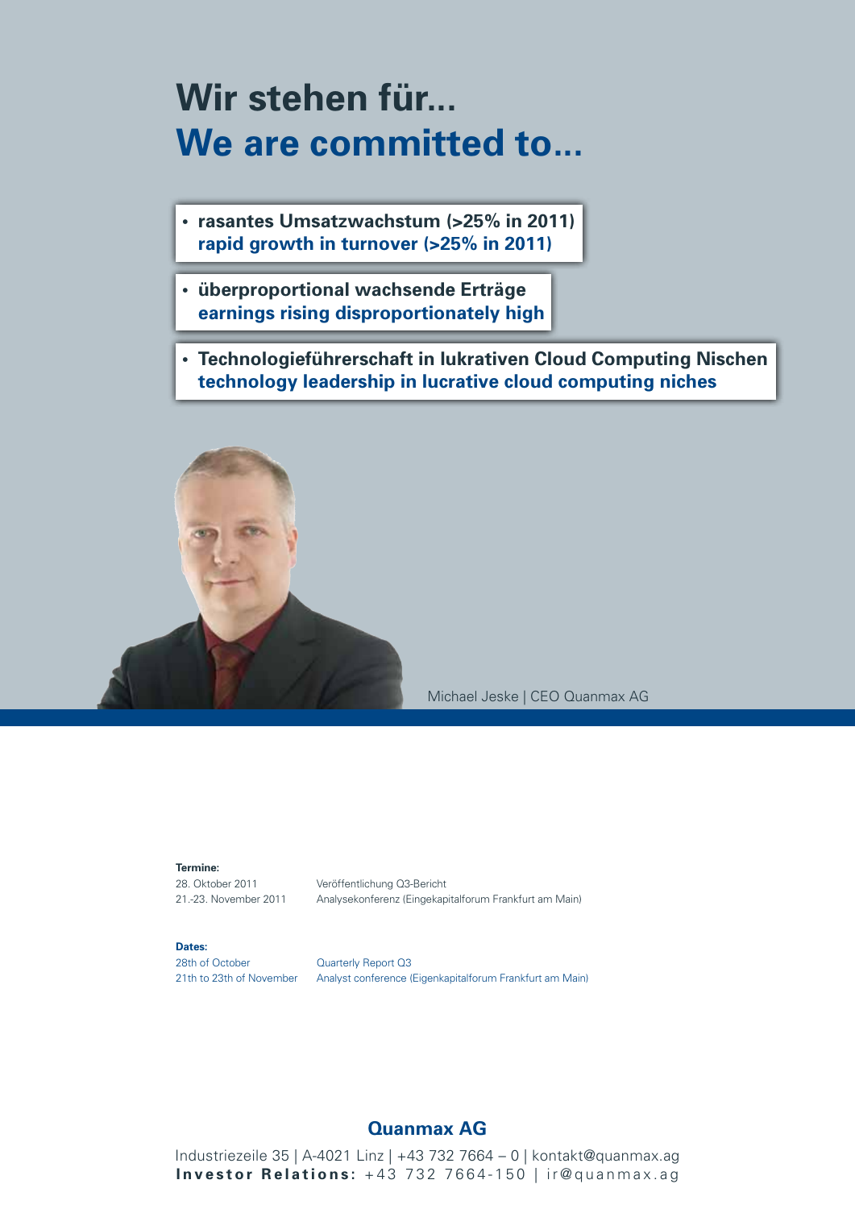# Wir stehen für...
# We are committed to...

- **rasantes Umsatzwachstum (>25% in 2011)**
  **rapid growth in turnover (>25% in 2011)**

- **überproportional wachsende Erträge**
  **earnings rising disproportionately high**

- **Technologieführerschaft in lukrativen Cloud Computing Nischen**
  **technology leadership in lucrative cloud computing niches**

Michael Jeske | CEO Quanmax AG

**Termine:**

| | |
|---|---|
| 28. Oktober 2011 | Veröffentlichung Q3-Bericht |
| 21.-23. November 2011 | Analysekonferenz (Eingekapitalforum Frankfurt am Main) |

**Dates:**

| | |
|---|---|
| 28th of October | Quarterly Report Q3 |
| 21th to 23th of November | Analyst conference (Eigenkapitalforum Frankfurt am Main) |

**Quanmax AG**

Industriezeile 35 | A-4021 Linz | +43 732 7664 – 0 | kontakt@quanmax.ag
**Investor Relations:** +43 732 7664-150 | ir@quanmax.ag